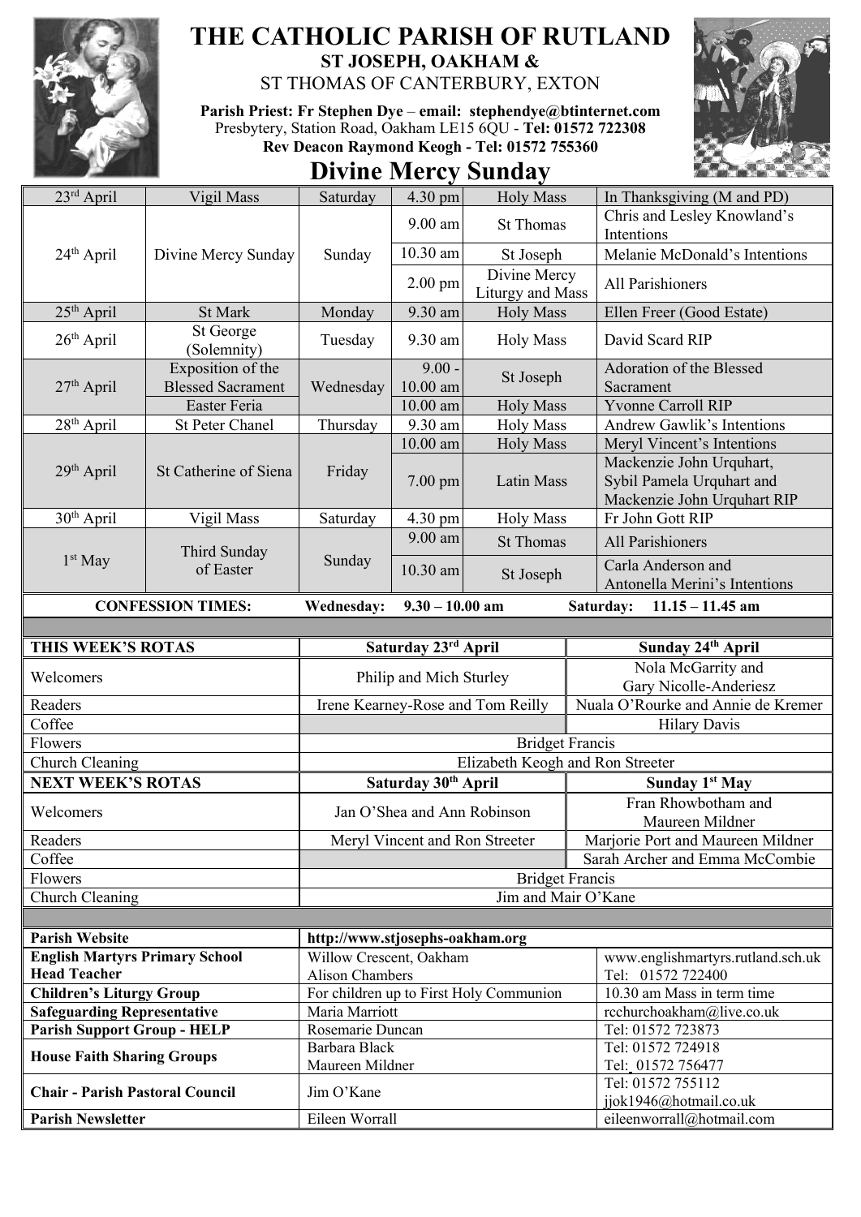# THE CATHOLIC PARISH OF RUTLAND

## ST JOSEPH, OAKHAM &
ST THOMAS OF CANTERBURY, EXTON

**Parish Priest: Fr Stephen Dye – email: stephendye@btinternet.com**
Presbytery, Station Road, Oakham LE15 6QU - **Tel: 01572 722308**
**Rev Deacon Raymond Keogh - Tel: 01572 755360**

# Divine Mercy Sunday

| Date | Occasion | Day | Time | Service | Intention |
|---|---|---|---|---|---|
| 23rd April | Vigil Mass | Saturday | 4.30 pm | Holy Mass | In Thanksgiving (M and PD) |
| 24th April | Divine Mercy Sunday | Sunday | 9.00 am | St Thomas | Chris and Lesley Knowland's Intentions |
| | | | 10.30 am | St Joseph | Melanie McDonald's Intentions |
| | | | 2.00 pm | Divine Mercy Liturgy and Mass | All Parishioners |
| 25th April | St Mark | Monday | 9.30 am | Holy Mass | Ellen Freer (Good Estate) |
| 26th April | St George (Solemnity) | Tuesday | 9.30 am | Holy Mass | David Scard RIP |
| 27th April | Exposition of the Blessed Sacrament | Wednesday | 9.00 - 10.00 am | St Joseph | Adoration of the Blessed Sacrament |
| | Easter Feria | | 10.00 am | Holy Mass | Yvonne Carroll RIP |
| 28th April | St Peter Chanel | Thursday | 9.30 am | Holy Mass | Andrew Gawlik's Intentions |
| 29th April | St Catherine of Siena | Friday | 10.00 am | Holy Mass | Meryl Vincent's Intentions |
| | | | 7.00 pm | Latin Mass | Mackenzie John Urquhart, Sybil Pamela Urquhart and Mackenzie John Urquhart RIP |
| 30th April | Vigil Mass | Saturday | 4.30 pm | Holy Mass | Fr John Gott RIP |
| 1st May | Third Sunday of Easter | Sunday | 9.00 am | St Thomas | All Parishioners |
| | | | 10.30 am | St Joseph | Carla Anderson and Antonella Merini's Intentions |

**CONFESSION TIMES: Wednesday: 9.30 – 10.00 am Saturday: 11.15 – 11.45 am**

| THIS WEEK'S ROTAS | Saturday 23rd April | Sunday 24th April |
|---|---|---|
| Welcomers | Philip and Mich Sturley | Nola McGarrity and Gary Nicolle-Anderiesz |
| Readers | Irene Kearney-Rose and Tom Reilly | Nuala O'Rourke and Annie de Kremer |
| Coffee | | Hilary Davis |
| Flowers | Bridget Francis | |
| Church Cleaning | Elizabeth Keogh and Ron Streeter | |
| **NEXT WEEK'S ROTAS** | **Saturday 30th April** | **Sunday 1st May** |
| Welcomers | Jan O'Shea and Ann Robinson | Fran Rhowbotham and Maureen Mildner |
| Readers | Meryl Vincent and Ron Streeter | Marjorie Port and Maureen Mildner |
| Coffee | | Sarah Archer and Emma McCombie |
| Flowers | Bridget Francis | |
| Church Cleaning | Jim and Mair O'Kane | |

| | | |
|---|---|---|
| **Parish Website** | **http://www.stjosephs-oakham.org** | |
| **English Martyrs Primary School Head Teacher** | Willow Crescent, Oakham Alison Chambers | www.englishmartyrs.rutland.sch.uk Tel: 01572 722400 |
| **Children's Liturgy Group** | For children up to First Holy Communion | 10.30 am Mass in term time |
| **Safeguarding Representative** | Maria Marriott | rcchurchoakham@live.co.uk |
| **Parish Support Group - HELP** | Rosemarie Duncan | Tel: 01572 723873 |
| **House Faith Sharing Groups** | Barbara Black | Tel: 01572 724918 |
| | Maureen Mildner | Tel: 01572 756477 |
| **Chair - Parish Pastoral Council** | Jim O'Kane | Tel: 01572 755112 jjok1946@hotmail.co.uk |
| **Parish Newsletter** | Eileen Worrall | eileenworrall@hotmail.com |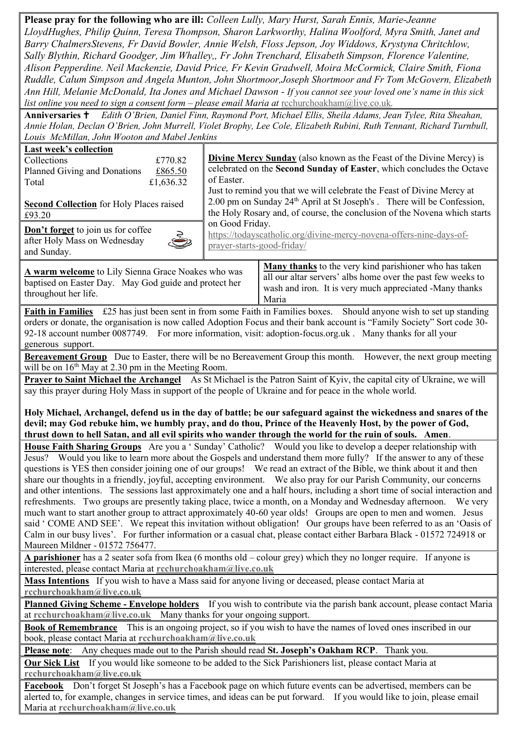**Please pray for the following who are ill:** *Colleen Lully, Mary Hurst, Sarah Ennis, Marie-Jeanne LloydHughes, Philip Quinn, Teresa Thompson, Sharon Larkworthy, Halina Woolford, Myra Smith, Janet and Barry ChalmersStevens, Fr David Bowler, Annie Welsh, Floss Jepson, Joy Widdows, Krystyna Chritchlow, Sally Blythin, Richard Goodger, Jim Whalley,, Fr John Trenchard, Elisabeth Simpson, Florence Valentine, Alison Pepperdine. Neil Mackenzie, David Price, Fr Kevin Gradwell, Moira McCormick, Claire Smith, Fiona Ruddle, Calum Simpson and Angela Munton, John Shortmoor,Joseph Shortmoor and Fr Tom McGovern, Elizabeth Ann Hill, Melanie McDonald, Ita Jones and Michael Dawson - If you cannot see your loved one's name in this sick list online you need to sign a consent form – please email Maria at* rcchurchoakham@live.co.uk.

**Anniversaries ✝** *Edith O'Brien, Daniel Finn, Raymond Port, Michael Ellis, Sheila Adams, Jean Tylee, Rita Sheahan, Annie Holan, Declan O'Brien, John Murrell, Violet Brophy, Lee Cole, Elizabeth Rubini, Ruth Tennant, Richard Turnbull, Louis McMillan, John Wooton and Mabel Jenkins*

**Last week's collection**

| | |
|---|---|
| Collections | £770.82 |
| Planned Giving and Donations | £865.50 |
| Total | £1,636.32 |

**Second Collection** for Holy Places raised £93.20

**Don't forget** to join us for coffee after Holy Mass on Wednesday and Sunday.

**Divine Mercy Sunday** (also known as the Feast of the Divine Mercy) is celebrated on the **Second Sunday of Easter**, which concludes the Octave of Easter.
Just to remind you that we will celebrate the Feast of Divine Mercy at 2.00 pm on Sunday 24th April at St Joseph's . There will be Confession, the Holy Rosary and, of course, the conclusion of the Novena which starts on Good Friday.
https://todayscatholic.org/divine-mercy-novena-offers-nine-days-of-prayer-starts-good-friday/

**A warm welcome** to Lily Sienna Grace Noakes who was baptised on Easter Day. May God guide and protect her throughout her life.

**Many thanks** to the very kind parishioner who has taken all our altar servers' albs home over the past few weeks to wash and iron. It is very much appreciated -Many thanks Maria

**Faith in Families** £25 has just been sent in from some Faith in Families boxes. Should anyone wish to set up standing orders or donate, the organisation is now called Adoption Focus and their bank account is "Family Society" Sort code 30-92-18 account number 0087749. For more information, visit: adoption-focus.org.uk . Many thanks for all your generous support.

**Bereavement Group** Due to Easter, there will be no Bereavement Group this month. However, the next group meeting will be on 16th May at 2.30 pm in the Meeting Room.

**Prayer to Saint Michael the Archangel** As St Michael is the Patron Saint of Kyiv, the capital city of Ukraine, we will say this prayer during Holy Mass in support of the people of Ukraine and for peace in the whole world.

**Holy Michael, Archangel, defend us in the day of battle; be our safeguard against the wickedness and snares of the devil; may God rebuke him, we humbly pray, and do thou, Prince of the Heavenly Host, by the power of God, thrust down to hell Satan, and all evil spirits who wander through the world for the ruin of souls. Amen**.

**House Faith Sharing Groups** Are you a ' Sunday' Catholic? Would you like to develop a deeper relationship with Jesus? Would you like to learn more about the Gospels and understand them more fully? If the answer to any of these questions is YES then consider joining one of our groups! We read an extract of the Bible, we think about it and then share our thoughts in a friendly, joyful, accepting environment. We also pray for our Parish Community, our concerns and other intentions. The sessions last approximately one and a half hours, including a short time of social interaction and refreshments. Two groups are presently taking place, twice a month, on a Monday and Wednesday afternoon. We very much want to start another group to attract approximately 40-60 year olds! Groups are open to men and women. Jesus said ' COME AND SEE'. We repeat this invitation without obligation! Our groups have been referred to as an 'Oasis of Calm in our busy lives'. For further information or a casual chat, please contact either Barbara Black - 01572 724918 or Maureen Mildner - 01572 756477.

**A parishioner** has a 2 seater sofa from Ikea (6 months old – colour grey) which they no longer require. If anyone is interested, please contact Maria at **rcchurchoakham@live.co.uk**

**Mass Intentions** If you wish to have a Mass said for anyone living or deceased, please contact Maria at **rcchurchoakham@live.co.uk**

**Planned Giving Scheme - Envelope holders** If you wish to contribute via the parish bank account, please contact Maria at **rcchurchoakham@live.co.uk** Many thanks for your ongoing support.

**Book of Remembrance** This is an ongoing project, so if you wish to have the names of loved ones inscribed in our book, please contact Maria at **rcchurchoakham@live.co.uk**

**Please note**: Any cheques made out to the Parish should read **St. Joseph's Oakham RCP**. Thank you.

**Our Sick List** If you would like someone to be added to the Sick Parishioners list, please contact Maria at **rcchurchoakham@live.co.uk**

**Facebook** Don't forget St Joseph's has a Facebook page on which future events can be advertised, members can be alerted to, for example, changes in service times, and ideas can be put forward. If you would like to join, please email Maria at **rcchurchoakham@live.co.uk**